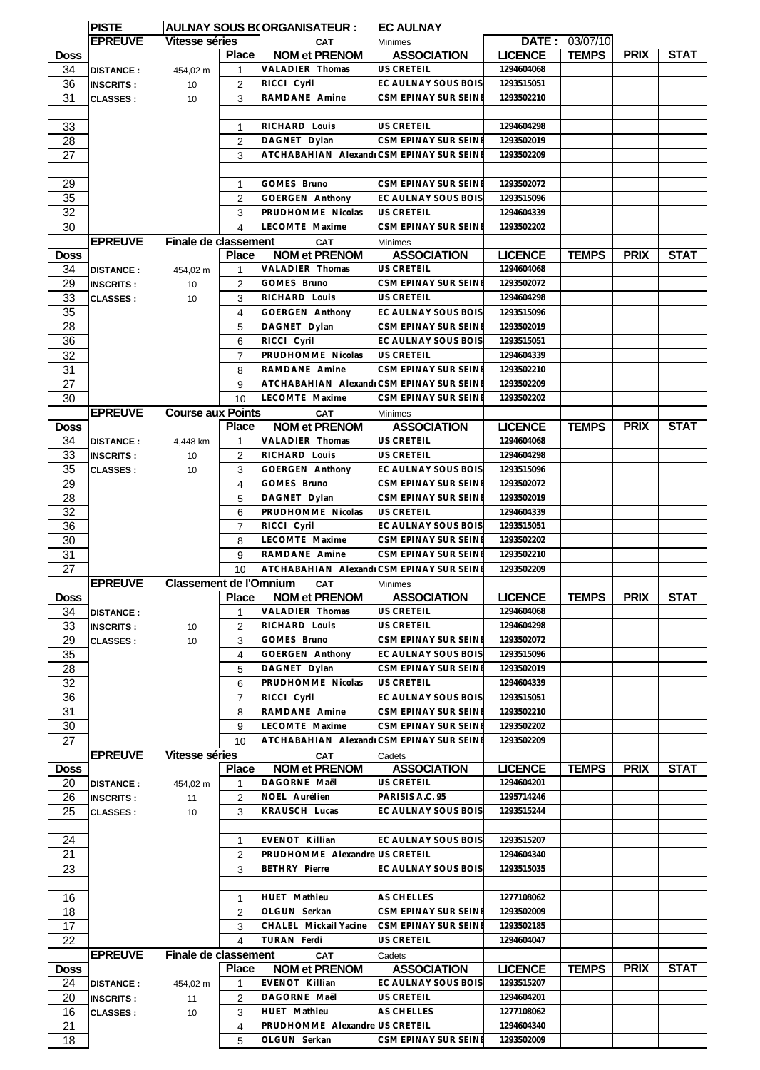| PISTE | AULNAY SOUS B( | ORGANISATEUR : | | EC AULNAY | | | | |
|---|---|---|---|---|---|---|---|---|
| EPREUVE | Vitesse séries | | CAT | Minimes | DATE : | 03/07/10 | | |

| Doss | | | Place | NOM et PRENOM | ASSOCIATION | LICENCE | TEMPS | PRIX | STAT |
|---|---|---|---|---|---|---|---|---|---|
| 34 | DISTANCE : | 454,02 m | 1 | VALADIER Thomas | US CRETEIL | 1294604068 | | | |
| 36 | INSCRITS : | 10 | 2 | RICCI Cyril | EC AULNAY SOUS BOIS | 1293515051 | | | |
| 31 | CLASSES : | 10 | 3 | RAMDANE Amine | CSM EPINAY SUR SEINE | 1293502210 | | | |
| | | | | | | | | | |
| 33 | | | 1 | RICHARD Louis | US CRETEIL | 1294604298 | | | |
| 28 | | | 2 | DAGNET Dylan | CSM EPINAY SUR SEINE | 1293502019 | | | |
| 27 | | | 3 | ATCHABAHIAN Alexandr | CSM EPINAY SUR SEINE | 1293502209 | | | |
| | | | | | | | | | |
| 29 | | | 1 | GOMES Bruno | CSM EPINAY SUR SEINE | 1293502072 | | | |
| 35 | | | 2 | GOERGEN Anthony | EC AULNAY SOUS BOIS | 1293515096 | | | |
| 32 | | | 3 | PRUDHOMME Nicolas | US CRETEIL | 1294604339 | | | |
| 30 | | | 4 | LECOMTE Maxime | CSM EPINAY SUR SEINE | 1293502202 | | | |

| | EPREUVE | Finale de classement | | CAT | Minimes | | | | |
|---|---|---|---|---|---|---|---|---|---|
| Doss | | | Place | NOM et PRENOM | ASSOCIATION | LICENCE | TEMPS | PRIX | STAT |
| 34 | DISTANCE : | 454,02 m | 1 | VALADIER Thomas | US CRETEIL | 1294604068 | | | |
| 29 | INSCRITS : | 10 | 2 | GOMES Bruno | CSM EPINAY SUR SEINE | 1293502072 | | | |
| 33 | CLASSES : | 10 | 3 | RICHARD Louis | US CRETEIL | 1294604298 | | | |
| 35 | | | 4 | GOERGEN Anthony | EC AULNAY SOUS BOIS | 1293515096 | | | |
| 28 | | | 5 | DAGNET Dylan | CSM EPINAY SUR SEINE | 1293502019 | | | |
| 36 | | | 6 | RICCI Cyril | EC AULNAY SOUS BOIS | 1293515051 | | | |
| 32 | | | 7 | PRUDHOMME Nicolas | US CRETEIL | 1294604339 | | | |
| 31 | | | 8 | RAMDANE Amine | CSM EPINAY SUR SEINE | 1293502210 | | | |
| 27 | | | 9 | ATCHABAHIAN Alexandr | CSM EPINAY SUR SEINE | 1293502209 | | | |
| 30 | | | 10 | LECOMTE Maxime | CSM EPINAY SUR SEINE | 1293502202 | | | |

| | EPREUVE | Course aux Points | | CAT | Minimes | | | | |
|---|---|---|---|---|---|---|---|---|---|
| Doss | | | Place | NOM et PRENOM | ASSOCIATION | LICENCE | TEMPS | PRIX | STAT |
| 34 | DISTANCE : | 4,448 km | 1 | VALADIER Thomas | US CRETEIL | 1294604068 | | | |
| 33 | INSCRITS : | 10 | 2 | RICHARD Louis | US CRETEIL | 1294604298 | | | |
| 35 | CLASSES : | 10 | 3 | GOERGEN Anthony | EC AULNAY SOUS BOIS | 1293515096 | | | |
| 29 | | | 4 | GOMES Bruno | CSM EPINAY SUR SEINE | 1293502072 | | | |
| 28 | | | 5 | DAGNET Dylan | CSM EPINAY SUR SEINE | 1293502019 | | | |
| 32 | | | 6 | PRUDHOMME Nicolas | US CRETEIL | 1294604339 | | | |
| 36 | | | 7 | RICCI Cyril | EC AULNAY SOUS BOIS | 1293515051 | | | |
| 30 | | | 8 | LECOMTE Maxime | CSM EPINAY SUR SEINE | 1293502202 | | | |
| 31 | | | 9 | RAMDANE Amine | CSM EPINAY SUR SEINE | 1293502210 | | | |
| 27 | | | 10 | ATCHABAHIAN Alexandr | CSM EPINAY SUR SEINE | 1293502209 | | | |

| | EPREUVE | Classement de l'Omnium | | CAT | Minimes | | | | |
|---|---|---|---|---|---|---|---|---|---|
| Doss | | | Place | NOM et PRENOM | ASSOCIATION | LICENCE | TEMPS | PRIX | STAT |
| 34 | DISTANCE : | | 1 | VALADIER Thomas | US CRETEIL | 1294604068 | | | |
| 33 | INSCRITS : | 10 | 2 | RICHARD Louis | US CRETEIL | 1294604298 | | | |
| 29 | CLASSES : | 10 | 3 | GOMES Bruno | CSM EPINAY SUR SEINE | 1293502072 | | | |
| 35 | | | 4 | GOERGEN Anthony | EC AULNAY SOUS BOIS | 1293515096 | | | |
| 28 | | | 5 | DAGNET Dylan | CSM EPINAY SUR SEINE | 1293502019 | | | |
| 32 | | | 6 | PRUDHOMME Nicolas | US CRETEIL | 1294604339 | | | |
| 36 | | | 7 | RICCI Cyril | EC AULNAY SOUS BOIS | 1293515051 | | | |
| 31 | | | 8 | RAMDANE Amine | CSM EPINAY SUR SEINE | 1293502210 | | | |
| 30 | | | 9 | LECOMTE Maxime | CSM EPINAY SUR SEINE | 1293502202 | | | |
| 27 | | | 10 | ATCHABAHIAN Alexandr | CSM EPINAY SUR SEINE | 1293502209 | | | |

| | EPREUVE | Vitesse séries | | CAT | Cadets | | | | |
|---|---|---|---|---|---|---|---|---|---|
| Doss | | | Place | NOM et PRENOM | ASSOCIATION | LICENCE | TEMPS | PRIX | STAT |
| 20 | DISTANCE : | 454,02 m | 1 | DAGORNE Maël | US CRETEIL | 1294604201 | | | |
| 26 | INSCRITS : | 11 | 2 | NOEL Aurélien | PARISIS A.C. 95 | 1295714246 | | | |
| 25 | CLASSES : | 10 | 3 | KRAUSCH Lucas | EC AULNAY SOUS BOIS | 1293515244 | | | |
| | | | | | | | | | |
| 24 | | | 1 | EVENOT Killian | EC AULNAY SOUS BOIS | 1293515207 | | | |
| 21 | | | 2 | PRUDHOMME Alexandre | US CRETEIL | 1294604340 | | | |
| 23 | | | 3 | BETHRY Pierre | EC AULNAY SOUS BOIS | 1293515035 | | | |
| | | | | | | | | | |
| 16 | | | 1 | HUET Mathieu | AS CHELLES | 1277108062 | | | |
| 18 | | | 2 | OLGUN Serkan | CSM EPINAY SUR SEINE | 1293502009 | | | |
| 17 | | | 3 | CHALEL Mickail Yacine | CSM EPINAY SUR SEINE | 1293502185 | | | |
| 22 | | | 4 | TURAN Ferdi | US CRETEIL | 1294604047 | | | |

| | EPREUVE | Finale de classement | | CAT | Cadets | | | | |
|---|---|---|---|---|---|---|---|---|---|
| Doss | | | Place | NOM et PRENOM | ASSOCIATION | LICENCE | TEMPS | PRIX | STAT |
| 24 | DISTANCE : | 454,02 m | 1 | EVENOT Killian | EC AULNAY SOUS BOIS | 1293515207 | | | |
| 20 | INSCRITS : | 11 | 2 | DAGORNE Maël | US CRETEIL | 1294604201 | | | |
| 16 | CLASSES : | 10 | 3 | HUET Mathieu | AS CHELLES | 1277108062 | | | |
| 21 | | | 4 | PRUDHOMME Alexandre | US CRETEIL | 1294604340 | | | |
| 18 | | | 5 | OLGUN Serkan | CSM EPINAY SUR SEINE | 1293502009 | | | |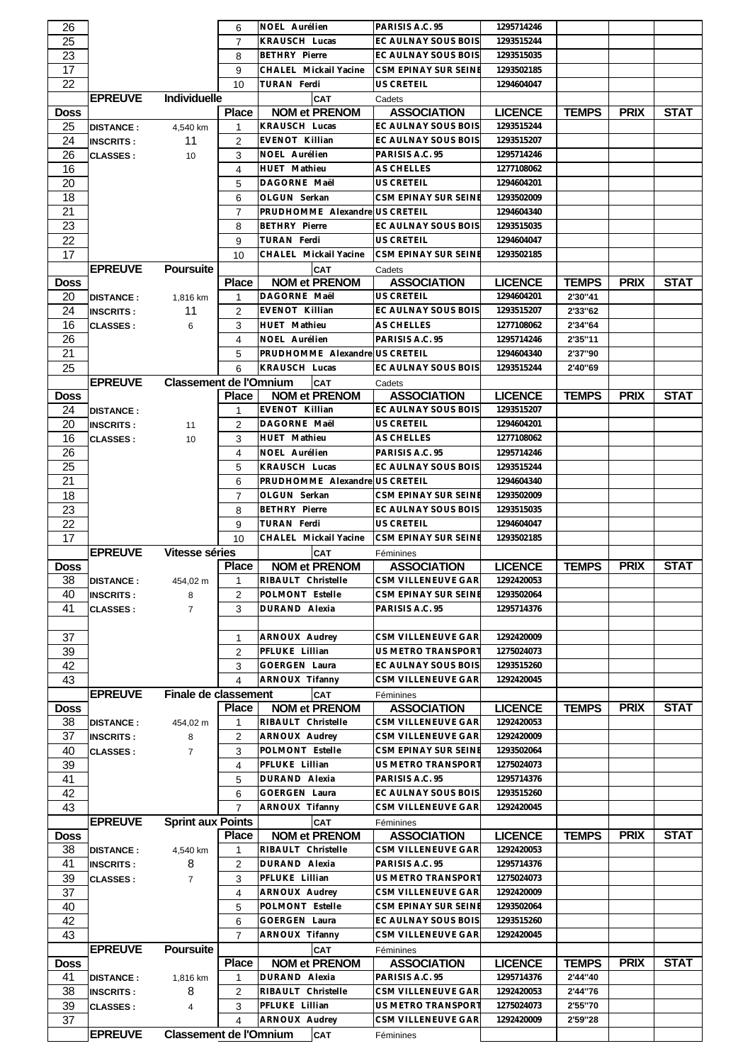| | | | | | | | | | |
|---|---|---|---|---|---|---|---|---|---|
| 26 | | | 6 | NOEL Aurélien | PARISIS A.C. 95 | 1295714246 | | | |
| 25 | | | 7 | KRAUSCH Lucas | EC AULNAY SOUS BOIS | 1293515244 | | | |
| 23 | | | 8 | BETHRY Pierre | EC AULNAY SOUS BOIS | 1293515035 | | | |
| 17 | | | 9 | CHALEL Mickail Yacine | CSM EPINAY SUR SEINE | 1293502185 | | | |
| 22 | | | 10 | TURAN Ferdi | US CRETEIL | 1294604047 | | | |

| | EPREUVE | Individuelle | | CAT | Cadets | | | | |
|---|---|---|---|---|---|---|---|---|---|
| **Doss** | | | **Place** | **NOM et PRENOM** | **ASSOCIATION** | **LICENCE** | **TEMPS** | **PRIX** | **STAT** |
| 25 | DISTANCE : | 4,540 km | 1 | KRAUSCH Lucas | EC AULNAY SOUS BOIS | 1293515244 | | | |
| 24 | INSCRITS : | 11 | 2 | EVENOT Killian | EC AULNAY SOUS BOIS | 1293515207 | | | |
| 26 | CLASSES : | 10 | 3 | NOEL Aurélien | PARISIS A.C. 95 | 1295714246 | | | |
| 16 | | | 4 | HUET Mathieu | AS CHELLES | 1277108062 | | | |
| 20 | | | 5 | DAGORNE Maël | US CRETEIL | 1294604201 | | | |
| 18 | | | 6 | OLGUN Serkan | CSM EPINAY SUR SEINE | 1293502009 | | | |
| 21 | | | 7 | PRUDHOMME Alexandre | US CRETEIL | 1294604340 | | | |
| 23 | | | 8 | BETHRY Pierre | EC AULNAY SOUS BOIS | 1293515035 | | | |
| 22 | | | 9 | TURAN Ferdi | US CRETEIL | 1294604047 | | | |
| 17 | | | 10 | CHALEL Mickail Yacine | CSM EPINAY SUR SEINE | 1293502185 | | | |

| | EPREUVE | Poursuite | | CAT | Cadets | | | | |
|---|---|---|---|---|---|---|---|---|---|
| **Doss** | | | **Place** | **NOM et PRENOM** | **ASSOCIATION** | **LICENCE** | **TEMPS** | **PRIX** | **STAT** |
| 20 | DISTANCE : | 1,816 km | 1 | DAGORNE Maël | US CRETEIL | 1294604201 | 2'30"41 | | |
| 24 | INSCRITS : | 11 | 2 | EVENOT Killian | EC AULNAY SOUS BOIS | 1293515207 | 2'33"62 | | |
| 16 | CLASSES : | 6 | 3 | HUET Mathieu | AS CHELLES | 1277108062 | 2'34"64 | | |
| 26 | | | 4 | NOEL Aurélien | PARISIS A.C. 95 | 1295714246 | 2'35"11 | | |
| 21 | | | 5 | PRUDHOMME Alexandre | US CRETEIL | 1294604340 | 2'37"90 | | |
| 25 | | | 6 | KRAUSCH Lucas | EC AULNAY SOUS BOIS | 1293515244 | 2'40"69 | | |

| | EPREUVE | Classement de l'Omnium | | CAT | Cadets | | | | |
|---|---|---|---|---|---|---|---|---|---|
| **Doss** | | | **Place** | **NOM et PRENOM** | **ASSOCIATION** | **LICENCE** | **TEMPS** | **PRIX** | **STAT** |
| 24 | DISTANCE : | | 1 | EVENOT Killian | EC AULNAY SOUS BOIS | 1293515207 | | | |
| 20 | INSCRITS : | 11 | 2 | DAGORNE Maël | US CRETEIL | 1294604201 | | | |
| 16 | CLASSES : | 10 | 3 | HUET Mathieu | AS CHELLES | 1277108062 | | | |
| 26 | | | 4 | NOEL Aurélien | PARISIS A.C. 95 | 1295714246 | | | |
| 25 | | | 5 | KRAUSCH Lucas | EC AULNAY SOUS BOIS | 1293515244 | | | |
| 21 | | | 6 | PRUDHOMME Alexandre | US CRETEIL | 1294604340 | | | |
| 18 | | | 7 | OLGUN Serkan | CSM EPINAY SUR SEINE | 1293502009 | | | |
| 23 | | | 8 | BETHRY Pierre | EC AULNAY SOUS BOIS | 1293515035 | | | |
| 22 | | | 9 | TURAN Ferdi | US CRETEIL | 1294604047 | | | |
| 17 | | | 10 | CHALEL Mickail Yacine | CSM EPINAY SUR SEINE | 1293502185 | | | |

| | EPREUVE | Vitesse séries | | CAT | Féminines | | | | |
|---|---|---|---|---|---|---|---|---|---|
| **Doss** | | | **Place** | **NOM et PRENOM** | **ASSOCIATION** | **LICENCE** | **TEMPS** | **PRIX** | **STAT** |
| 38 | DISTANCE : | 454,02 m | 1 | RIBAULT Christelle | CSM VILLENEUVE GAR | 1292420053 | | | |
| 40 | INSCRITS : | 8 | 2 | POLMONT Estelle | CSM EPINAY SUR SEINE | 1293502064 | | | |
| 41 | CLASSES : | 7 | 3 | DURAND Alexia | PARISIS A.C. 95 | 1295714376 | | | |
| | | | | | | | | | |
| 37 | | | 1 | ARNOUX Audrey | CSM VILLENEUVE GAR | 1292420009 | | | |
| 39 | | | 2 | PFLUKE Lillian | US METRO TRANSPORT | 1275024073 | | | |
| 42 | | | 3 | GOERGEN Laura | EC AULNAY SOUS BOIS | 1293515260 | | | |
| 43 | | | 4 | ARNOUX Tifanny | CSM VILLENEUVE GAR | 1292420045 | | | |

| | EPREUVE | Finale de classement | | CAT | Féminines | | | | |
|---|---|---|---|---|---|---|---|---|---|
| **Doss** | | | **Place** | **NOM et PRENOM** | **ASSOCIATION** | **LICENCE** | **TEMPS** | **PRIX** | **STAT** |
| 38 | DISTANCE : | 454,02 m | 1 | RIBAULT Christelle | CSM VILLENEUVE GAR | 1292420053 | | | |
| 37 | INSCRITS : | 8 | 2 | ARNOUX Audrey | CSM VILLENEUVE GAR | 1292420009 | | | |
| 40 | CLASSES : | 7 | 3 | POLMONT Estelle | CSM EPINAY SUR SEINE | 1293502064 | | | |
| 39 | | | 4 | PFLUKE Lillian | US METRO TRANSPORT | 1275024073 | | | |
| 41 | | | 5 | DURAND Alexia | PARISIS A.C. 95 | 1295714376 | | | |
| 42 | | | 6 | GOERGEN Laura | EC AULNAY SOUS BOIS | 1293515260 | | | |
| 43 | | | 7 | ARNOUX Tifanny | CSM VILLENEUVE GAR | 1292420045 | | | |

| | EPREUVE | Sprint aux Points | | CAT | Féminines | | | | |
|---|---|---|---|---|---|---|---|---|---|
| **Doss** | | | **Place** | **NOM et PRENOM** | **ASSOCIATION** | **LICENCE** | **TEMPS** | **PRIX** | **STAT** |
| 38 | DISTANCE : | 4,540 km | 1 | RIBAULT Christelle | CSM VILLENEUVE GAR | 1292420053 | | | |
| 41 | INSCRITS : | 8 | 2 | DURAND Alexia | PARISIS A.C. 95 | 1295714376 | | | |
| 39 | CLASSES : | 7 | 3 | PFLUKE Lillian | US METRO TRANSPORT | 1275024073 | | | |
| 37 | | | 4 | ARNOUX Audrey | CSM VILLENEUVE GAR | 1292420009 | | | |
| 40 | | | 5 | POLMONT Estelle | CSM EPINAY SUR SEINE | 1293502064 | | | |
| 42 | | | 6 | GOERGEN Laura | EC AULNAY SOUS BOIS | 1293515260 | | | |
| 43 | | | 7 | ARNOUX Tifanny | CSM VILLENEUVE GAR | 1292420045 | | | |

| | EPREUVE | Poursuite | | CAT | Féminines | | | | |
|---|---|---|---|---|---|---|---|---|---|
| **Doss** | | | **Place** | **NOM et PRENOM** | **ASSOCIATION** | **LICENCE** | **TEMPS** | **PRIX** | **STAT** |
| 41 | DISTANCE : | 1,816 km | 1 | DURAND Alexia | PARISIS A.C. 95 | 1295714376 | 2'44"40 | | |
| 38 | INSCRITS : | 8 | 2 | RIBAULT Christelle | CSM VILLENEUVE GAR | 1292420053 | 2'44"76 | | |
| 39 | CLASSES : | 4 | 3 | PFLUKE Lillian | US METRO TRANSPORT | 1275024073 | 2'55"70 | | |
| 37 | | | 4 | ARNOUX Audrey | CSM VILLENEUVE GAR | 1292420009 | 2'59"28 | | |

| | EPREUVE | Classement de l'Omnium | | CAT | Féminines | | | | |
|---|---|---|---|---|---|---|---|---|---|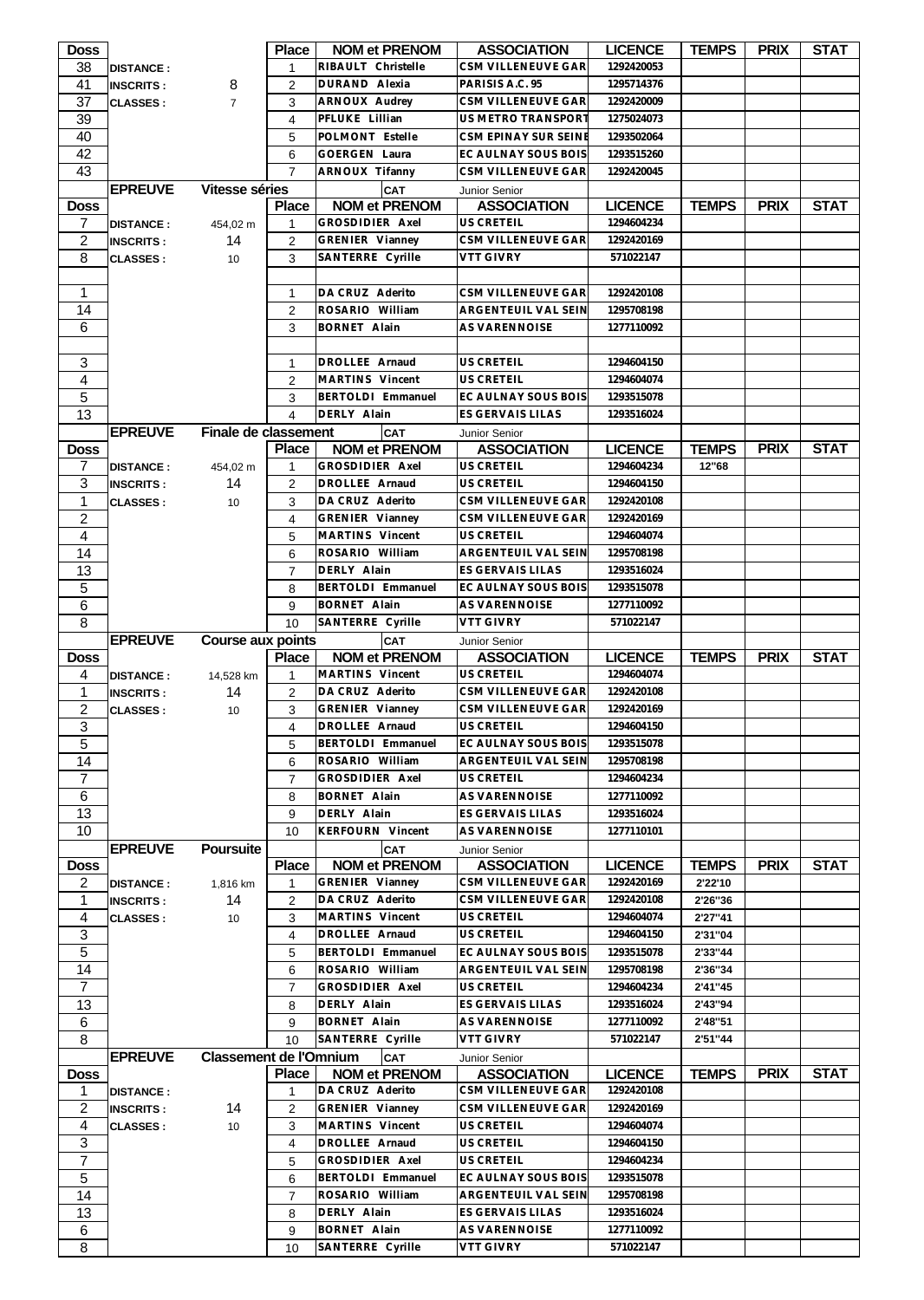| Doss | | | Place | NOM et PRENOM | ASSOCIATION | LICENCE | TEMPS | PRIX | STAT |
|---|---|---|---|---|---|---|---|---|---|
| 38 | DISTANCE : | | 1 | RIBAULT Christelle | CSM VILLENEUVE GAR | 1292420053 | | | |
| 41 | INSCRITS : | 8 | 2 | DURAND Alexia | PARISIS A.C. 95 | 1295714376 | | | |
| 37 | CLASSES : | 7 | 3 | ARNOUX Audrey | CSM VILLENEUVE GAR | 1292420009 | | | |
| 39 | | | 4 | PFLUKE Lillian | US METRO TRANSPORT | 1275024073 | | | |
| 40 | | | 5 | POLMONT Estelle | CSM EPINAY SUR SEINE | 1293502064 | | | |
| 42 | | | 6 | GOERGEN Laura | EC AULNAY SOUS BOIS | 1293515260 | | | |
| 43 | | | 7 | ARNOUX Tifanny | CSM VILLENEUVE GAR | 1292420045 | | | |

**EPREUVE** Vitesse séries — **CAT** Junior Senior

| Doss | | | Place | NOM et PRENOM | ASSOCIATION | LICENCE | TEMPS | PRIX | STAT |
|---|---|---|---|---|---|---|---|---|---|
| 7 | DISTANCE : | 454,02 m | 1 | GROSDIDIER Axel | US CRETEIL | 1294604234 | | | |
| 2 | INSCRITS : | 14 | 2 | GRENIER Vianney | CSM VILLENEUVE GAR | 1292420169 | | | |
| 8 | CLASSES : | 10 | 3 | SANTERRE Cyrille | VTT GIVRY | 571022147 | | | |
| | | | | | | | | | |
| 1 | | | 1 | DA CRUZ Aderito | CSM VILLENEUVE GAR | 1292420108 | | | |
| 14 | | | 2 | ROSARIO William | ARGENTEUIL VAL SEIN | 1295708198 | | | |
| 6 | | | 3 | BORNET Alain | AS VARENNOISE | 1277110092 | | | |
| | | | | | | | | | |
| 3 | | | 1 | DROLLEE Arnaud | US CRETEIL | 1294604150 | | | |
| 4 | | | 2 | MARTINS Vincent | US CRETEIL | 1294604074 | | | |
| 5 | | | 3 | BERTOLDI Emmanuel | EC AULNAY SOUS BOIS | 1293515078 | | | |
| 13 | | | 4 | DERLY Alain | ES GERVAIS LILAS | 1293516024 | | | |

**EPREUVE** Finale de classement — **CAT** Junior Senior

| Doss | | | Place | NOM et PRENOM | ASSOCIATION | LICENCE | TEMPS | PRIX | STAT |
|---|---|---|---|---|---|---|---|---|---|
| 7 | DISTANCE : | 454,02 m | 1 | GROSDIDIER Axel | US CRETEIL | 1294604234 | 12"68 | | |
| 3 | INSCRITS : | 14 | 2 | DROLLEE Arnaud | US CRETEIL | 1294604150 | | | |
| 1 | CLASSES : | 10 | 3 | DA CRUZ Aderito | CSM VILLENEUVE GAR | 1292420108 | | | |
| 2 | | | 4 | GRENIER Vianney | CSM VILLENEUVE GAR | 1292420169 | | | |
| 4 | | | 5 | MARTINS Vincent | US CRETEIL | 1294604074 | | | |
| 14 | | | 6 | ROSARIO William | ARGENTEUIL VAL SEIN | 1295708198 | | | |
| 13 | | | 7 | DERLY Alain | ES GERVAIS LILAS | 1293516024 | | | |
| 5 | | | 8 | BERTOLDI Emmanuel | EC AULNAY SOUS BOIS | 1293515078 | | | |
| 6 | | | 9 | BORNET Alain | AS VARENNOISE | 1277110092 | | | |
| 8 | | | 10 | SANTERRE Cyrille | VTT GIVRY | 571022147 | | | |

**EPREUVE** Course aux points — **CAT** Junior Senior

| Doss | | | Place | NOM et PRENOM | ASSOCIATION | LICENCE | TEMPS | PRIX | STAT |
|---|---|---|---|---|---|---|---|---|---|
| 4 | DISTANCE : | 14,528 km | 1 | MARTINS Vincent | US CRETEIL | 1294604074 | | | |
| 1 | INSCRITS : | 14 | 2 | DA CRUZ Aderito | CSM VILLENEUVE GAR | 1292420108 | | | |
| 2 | CLASSES : | 10 | 3 | GRENIER Vianney | CSM VILLENEUVE GAR | 1292420169 | | | |
| 3 | | | 4 | DROLLEE Arnaud | US CRETEIL | 1294604150 | | | |
| 5 | | | 5 | BERTOLDI Emmanuel | EC AULNAY SOUS BOIS | 1293515078 | | | |
| 14 | | | 6 | ROSARIO William | ARGENTEUIL VAL SEIN | 1295708198 | | | |
| 7 | | | 7 | GROSDIDIER Axel | US CRETEIL | 1294604234 | | | |
| 6 | | | 8 | BORNET Alain | AS VARENNOISE | 1277110092 | | | |
| 13 | | | 9 | DERLY Alain | ES GERVAIS LILAS | 1293516024 | | | |
| 10 | | | 10 | KERFOURN Vincent | AS VARENNOISE | 1277110101 | | | |

**EPREUVE** Poursuite — **CAT** Junior Senior

| Doss | | | Place | NOM et PRENOM | ASSOCIATION | LICENCE | TEMPS | PRIX | STAT |
|---|---|---|---|---|---|---|---|---|---|
| 2 | DISTANCE : | 1,816 km | 1 | GRENIER Vianney | CSM VILLENEUVE GAR | 1292420169 | 2'22'10 | | |
| 1 | INSCRITS : | 14 | 2 | DA CRUZ Aderito | CSM VILLENEUVE GAR | 1292420108 | 2'26"36 | | |
| 4 | CLASSES : | 10 | 3 | MARTINS Vincent | US CRETEIL | 1294604074 | 2'27"41 | | |
| 3 | | | 4 | DROLLEE Arnaud | US CRETEIL | 1294604150 | 2'31"04 | | |
| 5 | | | 5 | BERTOLDI Emmanuel | EC AULNAY SOUS BOIS | 1293515078 | 2'33"44 | | |
| 14 | | | 6 | ROSARIO William | ARGENTEUIL VAL SEIN | 1295708198 | 2'36"34 | | |
| 7 | | | 7 | GROSDIDIER Axel | US CRETEIL | 1294604234 | 2'41"45 | | |
| 13 | | | 8 | DERLY Alain | ES GERVAIS LILAS | 1293516024 | 2'43"94 | | |
| 6 | | | 9 | BORNET Alain | AS VARENNOISE | 1277110092 | 2'48"51 | | |
| 8 | | | 10 | SANTERRE Cyrille | VTT GIVRY | 571022147 | 2'51"44 | | |

**EPREUVE** Classement de l'Omnium — **CAT** Junior Senior

| Doss | | | Place | NOM et PRENOM | ASSOCIATION | LICENCE | TEMPS | PRIX | STAT |
|---|---|---|---|---|---|---|---|---|---|
| 1 | DISTANCE : | | 1 | DA CRUZ Aderito | CSM VILLENEUVE GAR | 1292420108 | | | |
| 2 | INSCRITS : | 14 | 2 | GRENIER Vianney | CSM VILLENEUVE GAR | 1292420169 | | | |
| 4 | CLASSES : | 10 | 3 | MARTINS Vincent | US CRETEIL | 1294604074 | | | |
| 3 | | | 4 | DROLLEE Arnaud | US CRETEIL | 1294604150 | | | |
| 7 | | | 5 | GROSDIDIER Axel | US CRETEIL | 1294604234 | | | |
| 5 | | | 6 | BERTOLDI Emmanuel | EC AULNAY SOUS BOIS | 1293515078 | | | |
| 14 | | | 7 | ROSARIO William | ARGENTEUIL VAL SEIN | 1295708198 | | | |
| 13 | | | 8 | DERLY Alain | ES GERVAIS LILAS | 1293516024 | | | |
| 6 | | | 9 | BORNET Alain | AS VARENNOISE | 1277110092 | | | |
| 8 | | | 10 | SANTERRE Cyrille | VTT GIVRY | 571022147 | | | |